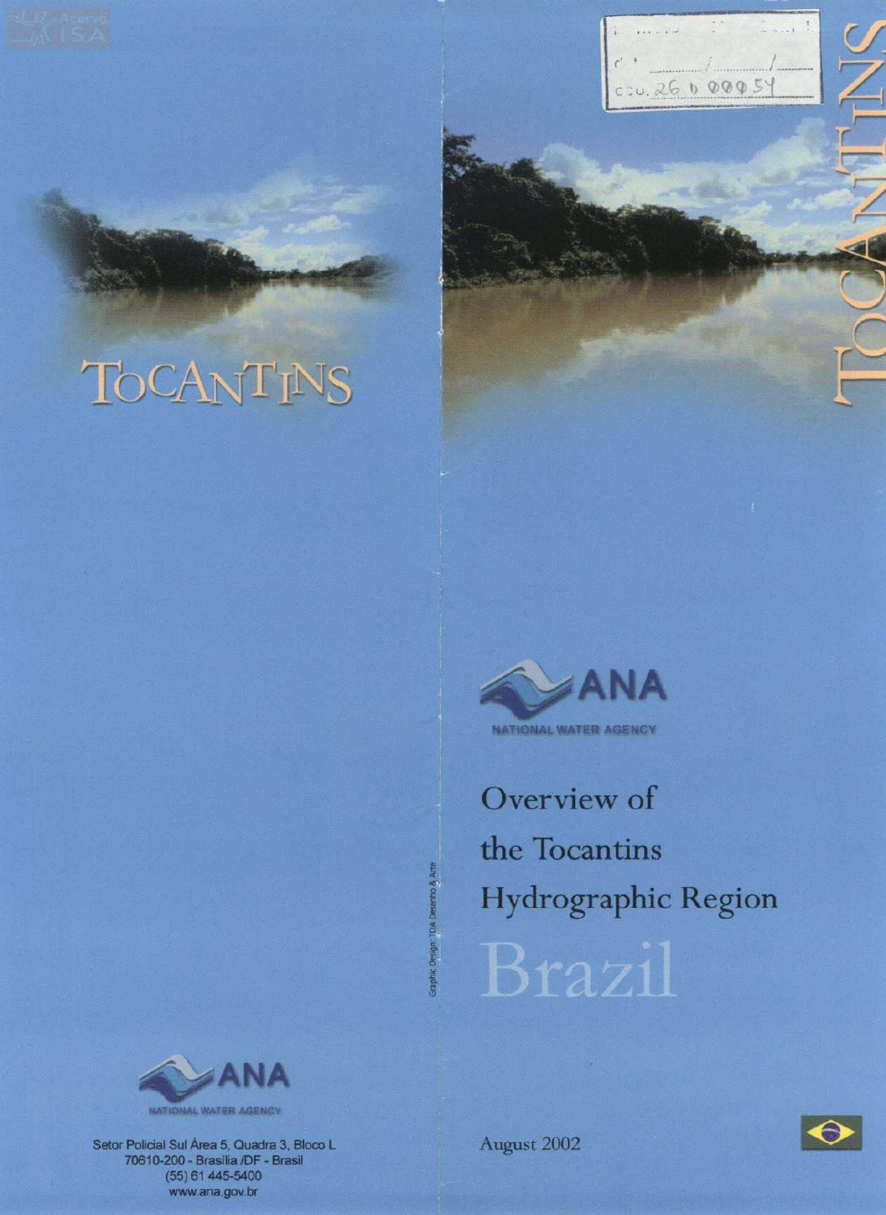# TOCANTINS

ANA
NATIONAL WATER AGENCY

Setor Policial Sul Área 5, Quadra 3, Bloco L
70610-200 - Brasília /DF - Brasil
(55) 61 445-5400
www.ana.gov.br

Graphic Design: TDA Desenho & Arte

TOCANTINS

ANA
NATIONAL WATER AGENCY

# Overview of the Tocantins Hydrographic Region

# Brazil

August 2002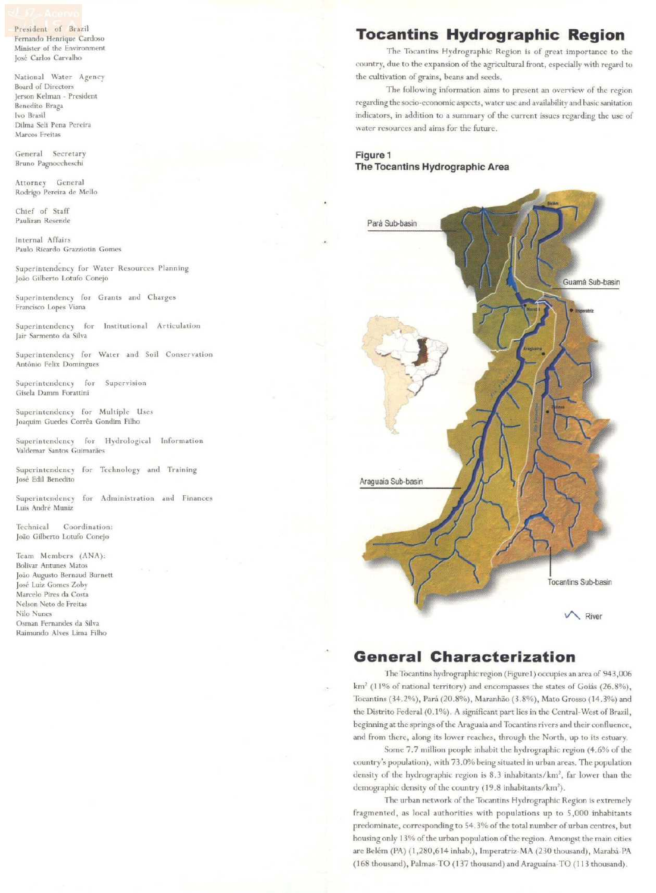President of Brazil
Fernando Henrique Cardoso
Minister of the Environment
José Carlos Carvalho

National Water Agency
Board of Directors
Jerson Kelman - President
Benedito Braga
Ivo Brasil
Dilma Seli Pena Pereira
Marcos Freitas

General Secretary
Bruno Pagnoccheschi

Attorney General
Rodrigo Pereira de Mello

Chief of Staff
Pauliran Resende

Internal Affairs
Paulo Ricardo Grazziotin Gomes

Superintendency for Water Resources Planning
João Gilberto Lotufo Conejo

Superintendency for Grants and Charges
Francisco Lopes Viana

Superintendency for Institutional Articulation
Jair Sarmento da Silva

Superintendency for Water and Soil Conservation
Antônio Felix Domingues

Superintendency for Supervision
Gisela Damm Forattini

Superintendency for Multiple Uses
Joaquim Guedes Corrêa Gondim Filho

Superintendency for Hydrological Information
Valdemar Santos Guimarães

Superintendency for Technology and Training
José Edil Benedito

Superintendency for Administration and Finances
Luis André Muniz

Technical Coordination:
João Gilberto Lotufo Conejo

Team Members (ANA):
Bolivar Antunes Matos
João Augusto Bernaud Burnett
José Luiz Gomes Zoby
Marcelo Pires da Costa
Nelson Neto de Freitas
Nilo Nunes
Osman Fernandes da Silva
Raimundo Alves Lima Filho

# Tocantins Hydrographic Region

The Tocantins Hydrographic Region is of great importance to the country, due to the expansion of the agricultural front, especially with regard to the cultivation of grains, beans and seeds.

The following information aims to present an overview of the region regarding the socio-economic aspects, water use and availability and basic sanitation indicators, in addition to a summary of the current issues regarding the use of water resources and aims for the future.

**Figure 1**
**The Tocantins Hydrographic Area**

Pará Sub-basin
Guamá Sub-basin
Araguaia Sub-basin
Tocantins Sub-basin
River

## General Characterization

The Tocantins hydrographic region (Figure1) occupies an area of 943,006 km² (11% of national territory) and encompasses the states of Goiás (26.8%), Tocantins (34.2%), Pará (20.8%), Maranhão (3.8%), Mato Grosso (14.3%) and the Distrito Federal (0.1%). A significant part lies in the Central-West of Brazil, beginning at the springs of the Araguaia and Tocantins rivers and their confluence, and from there, along its lower reaches, through the North, up to its estuary.

Some 7.7 million people inhabit the hydrographic region (4.6% of the country's population), with 73.0% being situated in urban areas. The population density of the hydrographic region is 8.3 inhabitants/km², far lower than the demographic density of the country (19.8 inhabitants/km²).

The urban network of the Tocantins Hydrographic Region is extremely fragmented, as local authorities with populations up to 5,000 inhabitants predominate, corresponding to 54.3% of the total number of urban centres, but housing only 13% of the urban population of the region. Amongst the main cities are Belém (PA) (1,280,614 inhab.), Imperatriz-MA (230 thousand), Marabá-PA (168 thousand), Palmas-TO (137 thousand) and Araguaína-TO (113 thousand).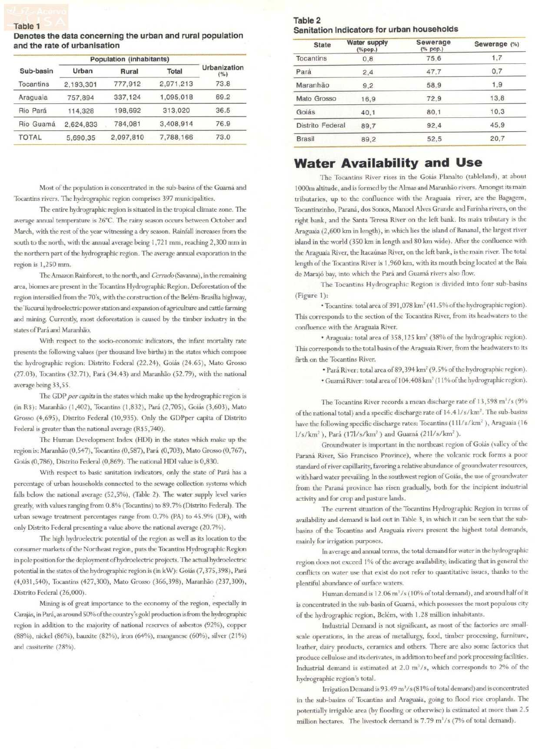**Table 1**

**Denotes the data concerning the urban and rural population and the rate of urbanisation**

| Sub-basin | Population (inhabitants) | | | Urbanization (%) |
|---|---|---|---|---|
| | Urban | Rural | Total | |
| Tocantins | 2,193,301 | 777,912 | 2,971,213 | 73.8 |
| Araguaia | 757,894 | 337,124 | 1,095,018 | 69.2 |
| Rio Pará | 114,328 | 198,692 | 313,020 | 36.5 |
| Rio Guamá | 2,624,833 | 784,081 | 3,408,914 | 76.9 |
| TOTAL | 5,690,35 | 2,097,810 | 7,788,166 | 73.0 |

Most of the population is concentrated in the sub-basins of the Guamá and Tocantins rivers. The hydrographic region comprises 397 municipalities.

The entire hydrographic region is situated in the tropical climate zone. The average annual temperature is 26°C. The rainy season occurs between October and March, with the rest of the year witnessing a dry season. Rainfall increases from the south to the north, with the annual average being 1,721 mm, reaching 2,300 mm in the northern part of the hydrographic region. The average annual evaporation in the region is 1,250 mm.

The Amazon Rainforest, to the north, and *Cerrado* (Savanna), in the remaining area, biomes are present in the Tocantins Hydrographic Region. Deforestation of the region intensified from the 70's, with the construction of the Belém-Brasília highway, the Tucuruí hydroelectric power station and expansion of agriculture and cattle farming and mining. Currently, most deforestation is caused by the timber industry in the states of Pará and Maranhão.

With respect to the socio-economic indicators, the infant mortality rate presents the following values (per thousand live births) in the states which compose the hydrographic region: Distrito Federal (22.24), Goiás (24.65), Mato Grosso (27.03), Tocantins (32.71), Pará (34.43) and Maranhão (52.79), with the national average being 33,55.

The GDP *per capita* in the states which make up the hydrographic region is (in R$): Maranhão (1,402), Tocantins (1,832), Pará (2,705), Goiás (3,603), Mato Grosso (4,695), Distrito Federal (10,935). Only the GDPper capita of Distrito Federal is greater than the national average (R$5,740).

The Human Development Index (HDI) in the states which make up the region is: Maranhão (0,547), Tocantins (0,587), Pará (0,703), Mato Grosso (0,767), Goiás (0,786), Distrito Federal (0,869). The national HDI value is 0,830.

With respect to basic sanitation indicators, only the state of Pará has a percentage of urban households connected to the sewage collection systems which falls below the national average (52,5%), (Table 2). The water supply level varies greatly, with values ranging from 0.8% (Tocantins) to 89.7% (Distrito Federal). The urban sewage treatment percentages range from 0.7% (PA) to 45.9% (DF), with only Distrito Federal presenting a value above the national average (20.7%).

The high hydroelectric potential of the region as well as its location to the consumer markets of the Northeast region, puts the Tocantins Hydrographic Region in pole position for the deployment of hydroelectric projects. The actual hydroelectric potential in the states of the hydrographic region is (in kW): Goiás (7,375,398), Pará (4,031,540), Tocantins (427,300), Mato Grosso (366,398), Maranhão (237,300), Distrito Federal (26,000).

Mining is of great importance to the economy of the region, especially in Carajás, in Pará, as around 50% of the country's gold production is from the hydrographic region in addition to the majority of national reserves of asbestos (92%), copper (88%), nickel (86%), bauxite (82%), iron (64%), manganese (60%), silver (21%) and cassiterite (28%).

**Table 2**

**Sanitation Indicators for urban households**

| State | Water supply (%pop.) | Sewerage (% pop.) | Sewerage (%) |
|---|---|---|---|
| Tocantins | 0,8 | 75,6 | 1,7 |
| Pará | 2,4 | 47,7 | 0,7 |
| Maranhão | 9,2 | 58,9 | 1,9 |
| Mato Grosso | 16,9 | 72,9 | 13,8 |
| Goiás | 40,1 | 80,1 | 10,3 |
| Distrito Federal | 89,7 | 92,4 | 45,9 |
| Brasil | 89,2 | 52,5 | 20,7 |

## Water Availability and Use

The Tocantins River rises in the Goiás Planalto (tableland), at about 1000m altitude, and is formed by the Almas and Maranhão rivers. Amongst its main tributaries, up to the confluence with the Araguaia river, are the Bagagem, Tocantinzinho, Paraná, dos Sonos, Manoel Alves Grande and Farinha rivers, on the right bank, and the Santa Teresa River on the left bank. Its main tributary is the Araguaia (2,600 km in length), in which lies the island of Bananal, the largest river island in the world (350 km in length and 80 km wide). After the confluence with the Araguaia River, the Itacaúnas River, on the left bank, is the main river. The total length of the Tocantins River is 1,960 km, with its mouth being located at the Baia de Marajó bay, into which the Pará and Guamá rivers also flow.

The Tocantins Hydrographic Region is divided into four sub-basins (Figure 1):

- Tocantins: total area of 391,078 km$^2$ (41.5% of the hydrographic region). This corresponds to the section of the Tocantins River, from its headwaters to the confluence with the Araguaia River.
- Araguaia: total area of 358,125 km$^2$ (38% of the hydrographic region). This corresponds to the total basin of the Araguaia River, from the headwaters to its firth on the Tocantins River.
- Pará River: total area of 89,394 km$^2$ (9.5% of the hydrographic region).
- Guamá River: total area of 104.408 km$^2$ (11% of the hydrographic region).

The Tocantins River records a mean discharge rate of 13,598 m$^3$/s (9% of the national total) and a specific discharge rate of 14.4 l/s/km$^2$. The sub-basins have the following specific discharge rates: Tocantins (11l/s/km$^2$), Araguaia (16 l/s/km$^2$), Pará (17l/s/km$^2$) and Guamá (21l/s/km$^2$).

Groundwater is important in the northeast region of Goiás (valley of the Paraná River, São Francisco Province), where the volcanic rock forms a poor standard of river capillarity, favoring a relative abundance of groundwater resources, with hard water prevailing. In the southwest region of Goiás, the use of groundwater from the Paraná province has risen gradually, both for the incipient industrial activity and for crop and pasture lands.

The current situation of the Tocantins Hydrographic Region in terms of availability and demand is laid out in Table 3, in which it can be seen that the sub-basins of the Tocantins and Araguaia rivers present the highest total demands, mainly for irrigation purposes.

In average and annual terms, the total demand for water in the hydrographic region does not exceed 1% of the average availability, indicating that in general the conflicts on water use that exist do not refer to quantitative issues, thanks to the plentiful abundance of surface waters.

Human demand is 12.06 m$^3$/s (10% of total demand), and around half of it is concentrated in the sub-basin of Guamá, which possesses the most populous city of the hydrographic region, Belém, with 1.28 million inhabitants.

Industrial Demand is not significant, as most of the factories are small-scale operations, in the areas of metallurgy, food, timber processing, furniture, leather, dairy products, ceramics and others. There are also some factories that produce cellulose and its derivates, in addition to beef and pork processing facilities. Industrial demand is estimated at 2.0 m$^3$/s, which corresponds to 2% of the hydrographic region's total.

Irrigation Demand is 93.49 m$^3$/s (81% of total demand) and is concentrated in the sub-basins of Tocantins and Araguaia, going to flood rice croplands. The potentially irrigable area (by flooding or otherwise) is estimated at more than 2.5 million hectares. The livestock demand is 7.79 m$^3$/s (7% of total demand).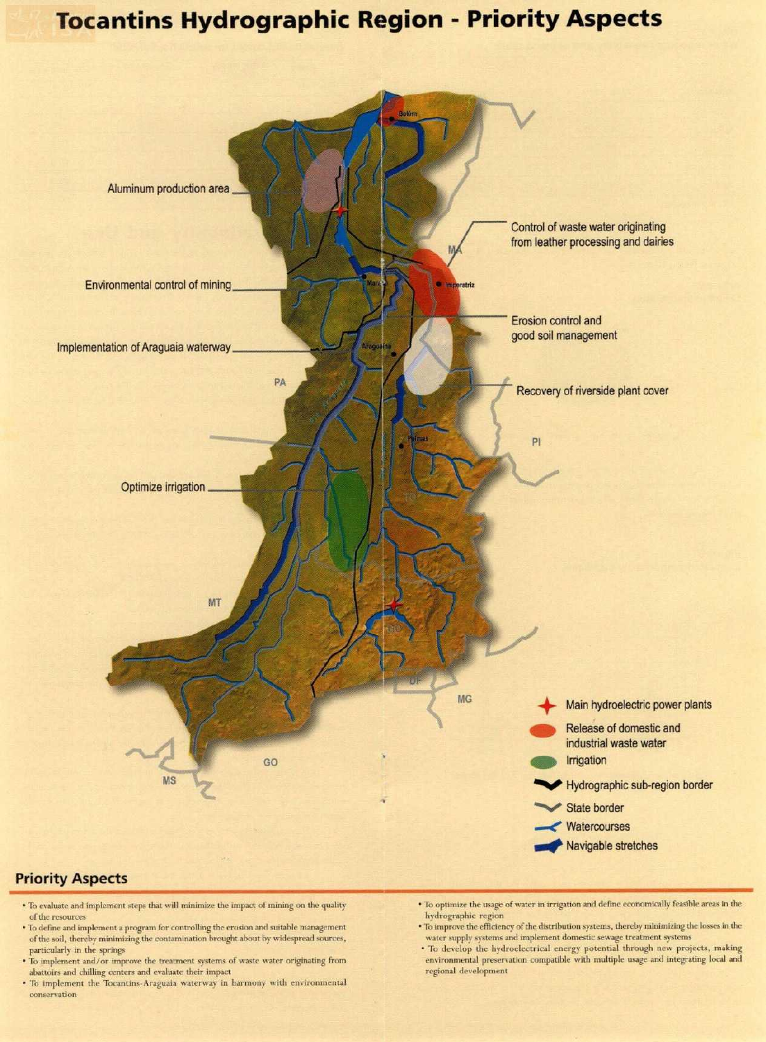# Tocantins Hydrographic Region - Priority Aspects

Aluminum production area

Environmental control of mining

Implementation of Araguaia waterway

Optimize irrigation

Control of waste water originating from leather processing and dairies

Erosion control and good soil management

Recovery of riverside plant cover

- Main hydroelectric power plants
- Release of domestic and industrial waste water
- Irrigation
- Hydrographic sub-region border
- State border
- Watercourses
- Navigable stretches

## Priority Aspects

- To evaluate and implement steps that will minimize the impact of mining on the quality of the resources
- To define and implement a program for controlling the erosion and suitable management of the soil, thereby minimizing the contamination brought about by widespread sources, particularly in the springs
- To implement and/or improve the treatment systems of waste water originating from abattoirs and chilling centers and evaluate their impact
- To implement the Tocantins-Araguaia waterway in harmony with environmental conservation
- To optimize the usage of water in irrigation and define economically feasible areas in the hydrographic region
- To improve the efficiency of the distribution systems, thereby minimizing the losses in the water supply systems and implement domestic sewage treatment systems
- To develop the hydroelectrical energy potential through new projects, making environmental preservation compatible with multiple usage and integrating local and regional development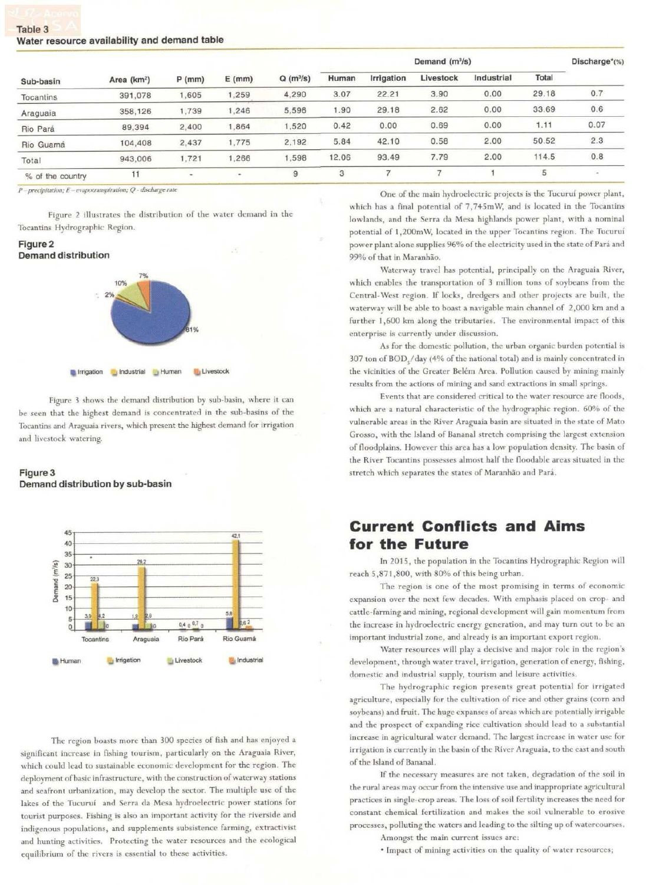**Table 3**
**Water resource availability and demand table**

| Sub-basin | Area (km²) | P (mm) | E (mm) | Q (m³/s) | Demand (m³/s) | | | | | Discharge*(%) |
|---|---|---|---|---|---|---|---|---|---|---|
| | | | | | Human | Irrigation | Livestock | Industrial | Total | |
| Tocantins | 391,078 | 1,605 | 1,259 | 4,290 | 3.07 | 22.21 | 3.90 | 0.00 | 29.18 | 0.7 |
| Araguaia | 358,126 | 1,739 | 1,246 | 5,596 | 1.90 | 29.18 | 2.62 | 0.00 | 33.69 | 0.6 |
| Rio Pará | 89,394 | 2,400 | 1,864 | 1,520 | 0.42 | 0.00 | 0.69 | 0.00 | 1.11 | 0.07 |
| Rio Guamá | 104,408 | 2,437 | 1,775 | 2,192 | 5.84 | 42.10 | 0.58 | 2.00 | 50.52 | 2.3 |
| Total | 943,006 | 1,721 | 1,266 | 1,598 | 12.06 | 93.49 | 7.79 | 2.00 | 114.5 | 0.8 |
| % of the country | 11 | - | - | 9 | 3 | 7 | 7 | 1 | 5 | - |

*P – precipitation; E – evapotranspiration; Q – discharge rate*

Figure 2 illustrates the distribution of the water demand in the Tocantins Hydrographic Region.

**Figure 2**
**Demand distribution**

Figure 3 shows the demand distribution by sub-basin, where it can be seen that the highest demand is concentrated in the sub-basins of the Tocantins and Araguaia rivers, which present the highest demand for irrigation and livestock watering.

**Figure 3**
**Demand distribution by sub-basin**

The region boasts more than 300 species of fish and has enjoyed a significant increase in fishing tourism, particularly on the Araguaia River, which could lead to sustainable economic development for the region. The deployment of basic infrastructure, with the construction of waterway stations and seafront urbanization, may develop the sector. The multiple use of the lakes of the Tucuruí and Serra da Mesa hydroelectric power stations for tourist purposes. Fishing is also an important activity for the riverside and indigenous populations, and supplements subsistence farming, extractivist and hunting activities. Protecting the water resources and the ecological equilibrium of the rivers is essential to these activities.

One of the main hydroelectric projects is the Tucuruí power plant, which has a final potential of 7,745mW, and is located in the Tocantins lowlands, and the Serra da Mesa highlands power plant, with a nominal potential of 1,200mW, located in the upper Tocantins region. The Tucuruí power plant alone supplies 96% of the electricity used in the state of Pará and 99% of that in Maranhão.

Waterway travel has potential, principally on the Araguaia River, which enables the transportation of 3 million tons of soybeans from the Central-West region. If locks, dredgers and other projects are built, the waterway will be able to boast a navigable main channel of 2,000 km and a further 1,600 km along the tributaries. The environmental impact of this enterprise is currently under discussion.

As for the domestic pollution, the urban organic burden potential is 307 ton of $BOD_5$/day (4% of the national total) and is mainly concentrated in the vicinities of the Greater Belém Area. Pollution caused by mining mainly results from the actions of mining and sand extractions in small springs.

Events that are considered critical to the water resource are floods, which are a natural characteristic of the hydrographic region. 60% of the vulnerable areas in the River Araguaia basin are situated in the state of Mato Grosso, with the Island of Bananal stretch comprising the largest extension of floodplains. However this area has a low population density. The basin of the River Tocantins possesses almost half the floodable areas situated in the stretch which separates the states of Maranhão and Pará.

## Current Conflicts and Aims for the Future

In 2015, the population in the Tocantins Hydrographic Region will reach 5,871,800, with 80% of this being urban.

The region is one of the most promising in terms of economic expansion over the next few decades. With emphasis placed on crop- and cattle-farming and mining, regional development will gain momentum from the increase in hydroelectric energy generation, and may turn out to be an important industrial zone, and already is an important export region.

Water resources will play a decisive and major role in the region's development, through water travel, irrigation, generation of energy, fishing, domestic and industrial supply, tourism and leisure activities.

The hydrographic region presents great potential for irrigated agriculture, especially for the cultivation of rice and other grains (corn and soybeans) and fruit. The huge expanses of areas which are potentially irrigable and the prospect of expanding rice cultivation should lead to a substantial increase in agricultural water demand. The largest increase in water use for irrigation is currently in the basin of the River Araguaia, to the east and south of the Island of Bananal.

If the necessary measures are not taken, degradation of the soil in the rural areas may occur from the intensive use and inappropriate agricultural practices in single-crop areas. The loss of soil fertility increases the need for constant chemical fertilization and makes the soil vulnerable to erosive processes, polluting the waters and leading to the silting up of watercourses.

Amongst the main current issues are:

- Impact of mining activities on the quality of water resources;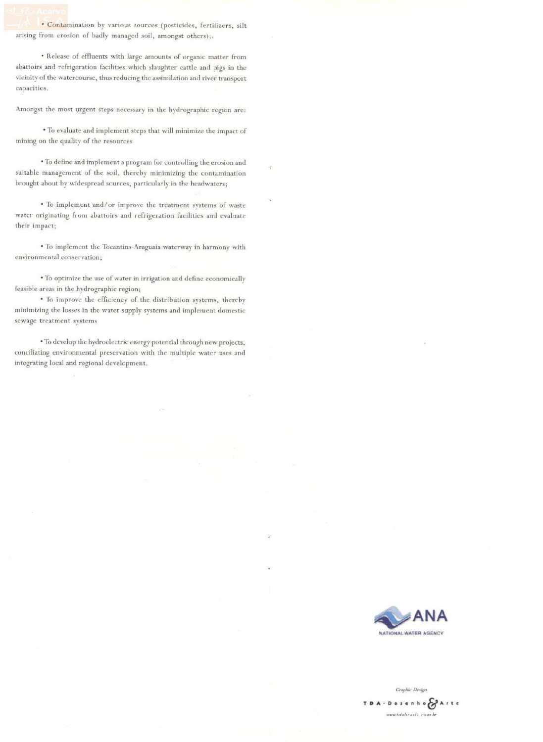- Contamination by various sources (pesticides, fertilizers, silt arising from erosion of badly managed soil, amongst others);.

- Release of effluents with large amounts of organic matter from abattoirs and refrigeration facilities which slaughter cattle and pigs in the vicinity of the watercourse, thus reducing the assimilation and river transport capacities.

Amongst the most urgent steps necessary in the hydrographic region are:

- To evaluate and implement steps that will minimize the impact of mining on the quality of the resources

- To define and implement a program for controlling the erosion and suitable management of the soil, thereby minimizing the contamination brought about by widespread sources, particularly in the headwaters;

- To implement and/or improve the treatment systems of waste water originating from abattoirs and refrigeration facilities and evaluate their impact;

- To implement the Tocantins-Araguaia waterway in harmony with environmental conservation;

- To optimize the use of water in irrigation and define economically feasible areas in the hydrographic region;
- To improve the efficiency of the distribution systems, thereby minimizing the losses in the water supply systems and implement domestic sewage treatment systems

- To develop the hydroelectric energy potential through new projects, conciliating environmental preservation with the multiple water uses and integrating local and regional development.

ANA
NATIONAL WATER AGENCY

Graphic Design
TDA-Desenho & Arte
www.tdabrasil.com.br